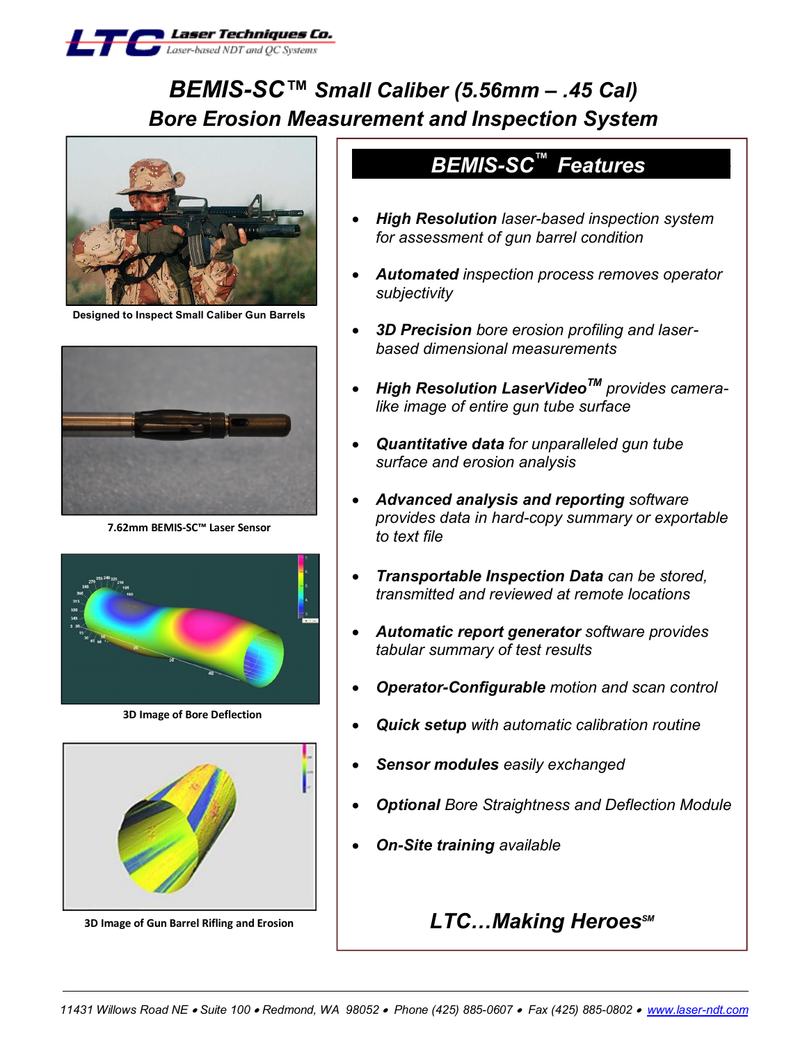**LTC** Laser Techniques Co.
*Laser-based NDT and QC Systems*

# *BEMIS-SC™ Small Caliber (5.56mm – .45 Cal)*
# *Bore Erosion Measurement and Inspection System*

Designed to Inspect Small Caliber Gun Barrels

7.62mm BEMIS-SC™ Laser Sensor

3D Image of Bore Deflection

3D Image of Gun Barrel Rifling and Erosion

## *BEMIS-SC™ Features*

- ***High Resolution*** *laser-based inspection system for assessment of gun barrel condition*
- ***Automated*** *inspection process removes operator subjectivity*
- ***3D Precision*** *bore erosion profiling and laser-based dimensional measurements*
- ***High Resolution LaserVideo™*** *provides camera-like image of entire gun tube surface*
- ***Quantitative data*** *for unparalleled gun tube surface and erosion analysis*
- ***Advanced analysis and reporting*** *software provides data in hard-copy summary or exportable to text file*
- ***Transportable Inspection Data*** *can be stored, transmitted and reviewed at remote locations*
- ***Automatic report generator*** *software provides tabular summary of test results*
- ***Operator-Configurable*** *motion and scan control*
- ***Quick setup*** *with automatic calibration routine*
- ***Sensor modules*** *easily exchanged*
- ***Optional*** *Bore Straightness and Deflection Module*
- ***On-Site training*** *available*

***LTC…Making Heroes℠***

*11431 Willows Road NE • Suite 100 • Redmond, WA 98052 • Phone (425) 885-0607 • Fax (425) 885-0802 • www.laser-ndt.com*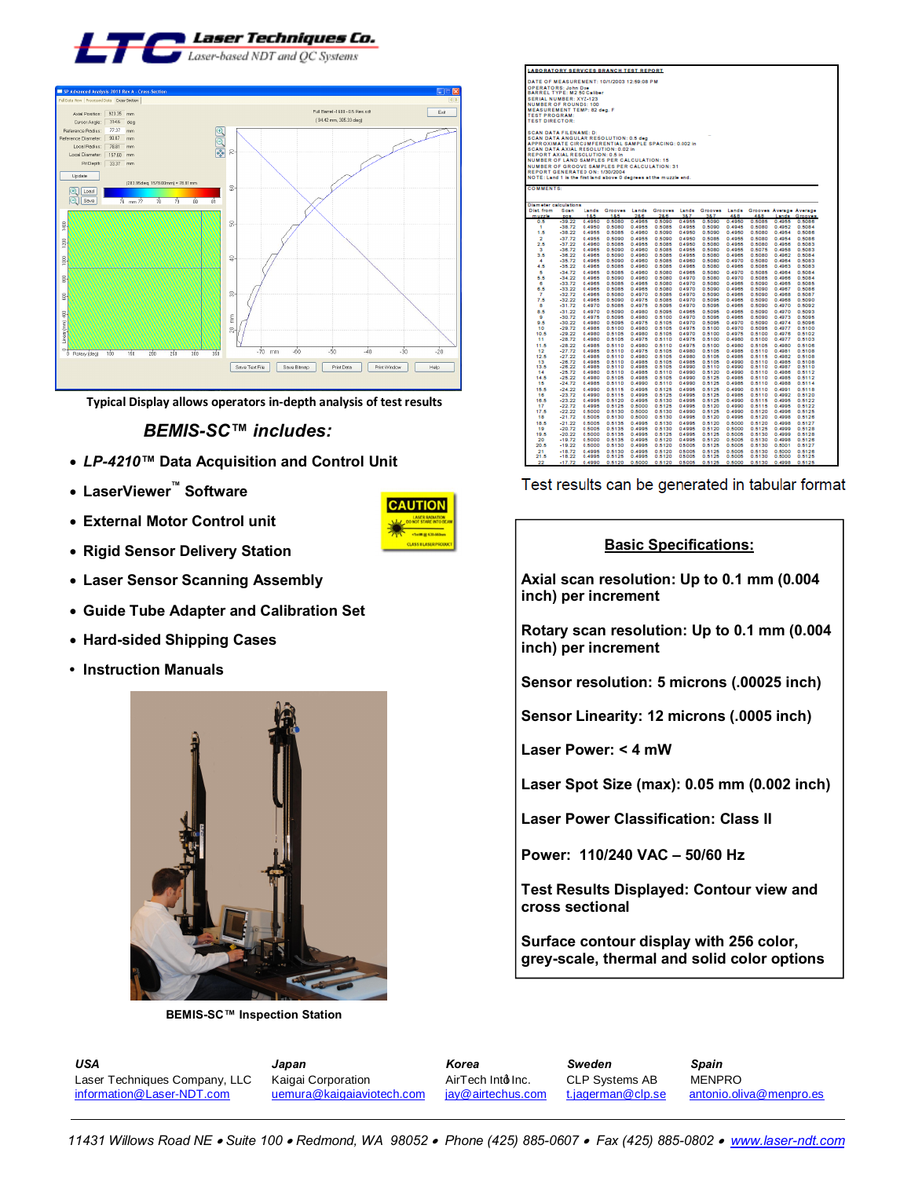Typical Display allows operators in-depth analysis of test results

## BEMIS-SC™ includes:

- ***LP-4210™* Data Acquisition and Control Unit**
- **LaserViewer™ Software**
- **External Motor Control unit**
- **Rigid Sensor Delivery Station**
- **Laser Sensor Scanning Assembly**
- **Guide Tube Adapter and Calibration Set**
- **Hard-sided Shipping Cases**
- **Instruction Manuals**

**BEMIS-SC™ Inspection Station**

Test results can be generated in tabular format

## Basic Specifications:

**Axial scan resolution: Up to 0.1 mm (0.004 inch) per increment**

**Rotary scan resolution: Up to 0.1 mm (0.004 inch) per increment**

**Sensor resolution: 5 microns (.00025 inch)**

**Sensor Linearity: 12 microns (.0005 inch)**

**Laser Power: < 4 mW**

**Laser Spot Size (max): 0.05 mm (0.002 inch)**

**Laser Power Classification: Class II**

**Power: 110/240 VAC – 50/60 Hz**

**Test Results Displayed: Contour view and cross sectional**

**Surface contour display with 256 color, grey-scale, thermal and solid color options**

***USA***
Laser Techniques Company, LLC
information@Laser-NDT.com

***Japan***
Kaigai Corporation
uemura@kaigaiaviotech.com

***Korea***
AirTech Intl Inc.
jay@airtechus.com

***Sweden***
CLP Systems AB
t.jagerman@clp.se

***Spain***
MENPRO
antonio.oliva@menpro.es

*11431 Willows Road NE • Suite 100 • Redmond, WA 98052 • Phone (425) 885-0607 • Fax (425) 885-0802 • www.laser-ndt.com*